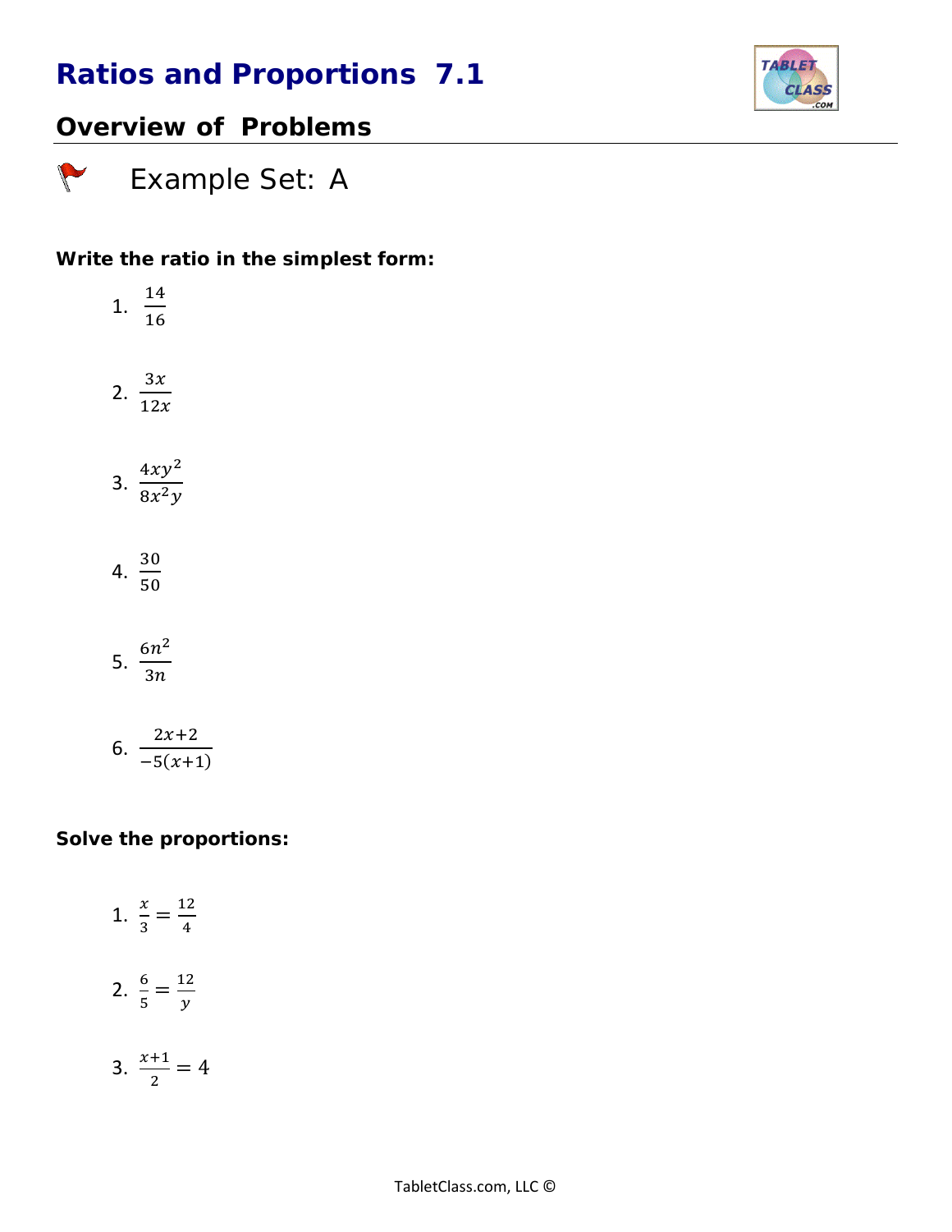# Ratios and Proportions 7.1

## Overview of Problems

### Example Set: A

**Write the ratio in the simplest form:**

1. $\frac{14}{16}$

2. $\frac{3x}{12x}$

3. $\frac{4xy^2}{8x^2y}$

4. $\frac{30}{50}$

5. $\frac{6n^2}{3n}$

6. $\frac{2x+2}{-5(x+1)}$

**Solve the proportions:**

1. $\frac{x}{3} = \frac{12}{4}$

2. $\frac{6}{5} = \frac{12}{y}$

3. $\frac{x+1}{2} = 4$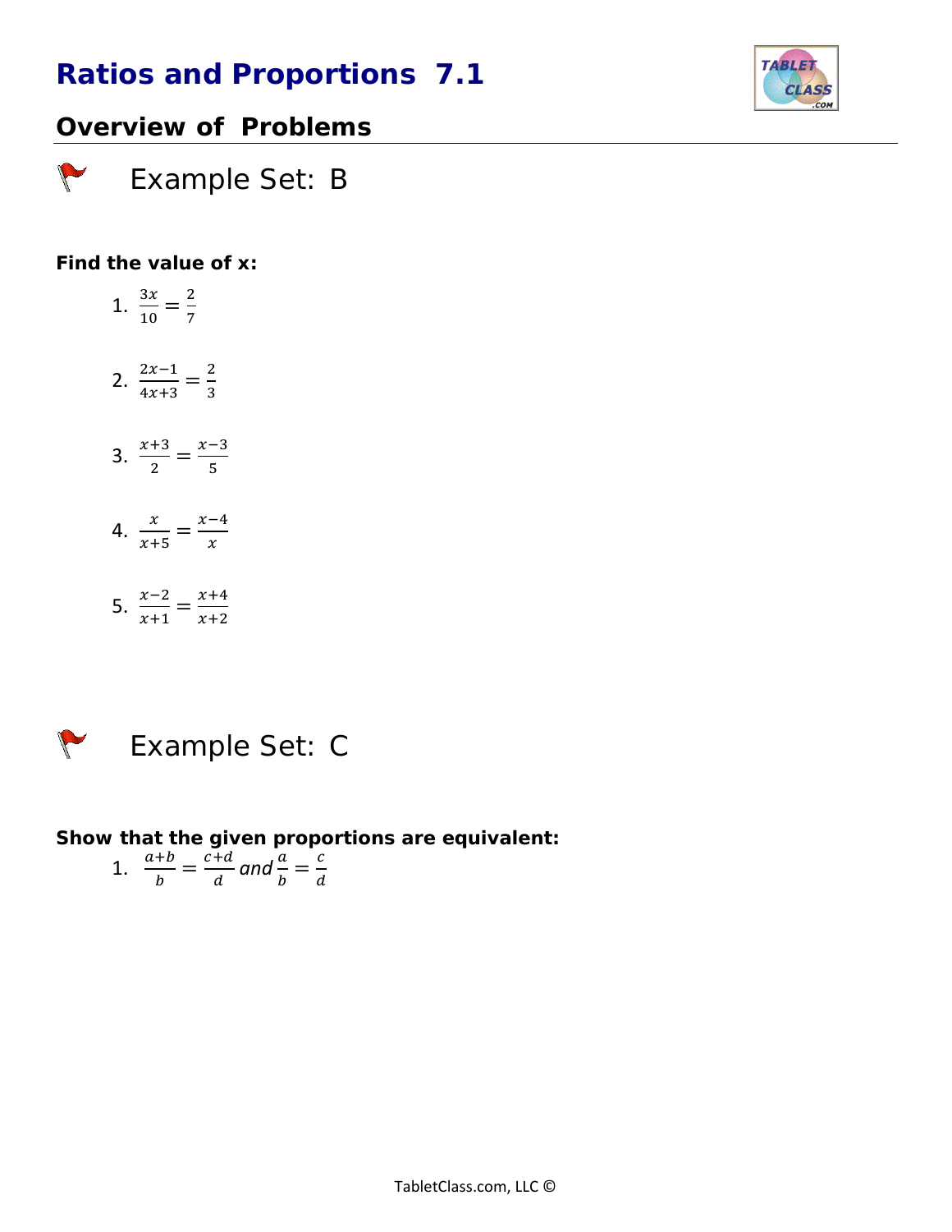# Ratios and Proportions 7.1

## Overview of Problems

### Example Set: B

**Find the value of x:**

1. $\frac{3x}{10} = \frac{2}{7}$

2. $\frac{2x-1}{4x+3} = \frac{2}{3}$

3. $\frac{x+3}{2} = \frac{x-3}{5}$

4. $\frac{x}{x+5} = \frac{x-4}{x}$

5. $\frac{x-2}{x+1} = \frac{x+4}{x+2}$

### Example Set: C

**Show that the given proportions are equivalent:**

1. $\frac{a+b}{b} = \frac{c+d}{d}$ *and* $\frac{a}{b} = \frac{c}{d}$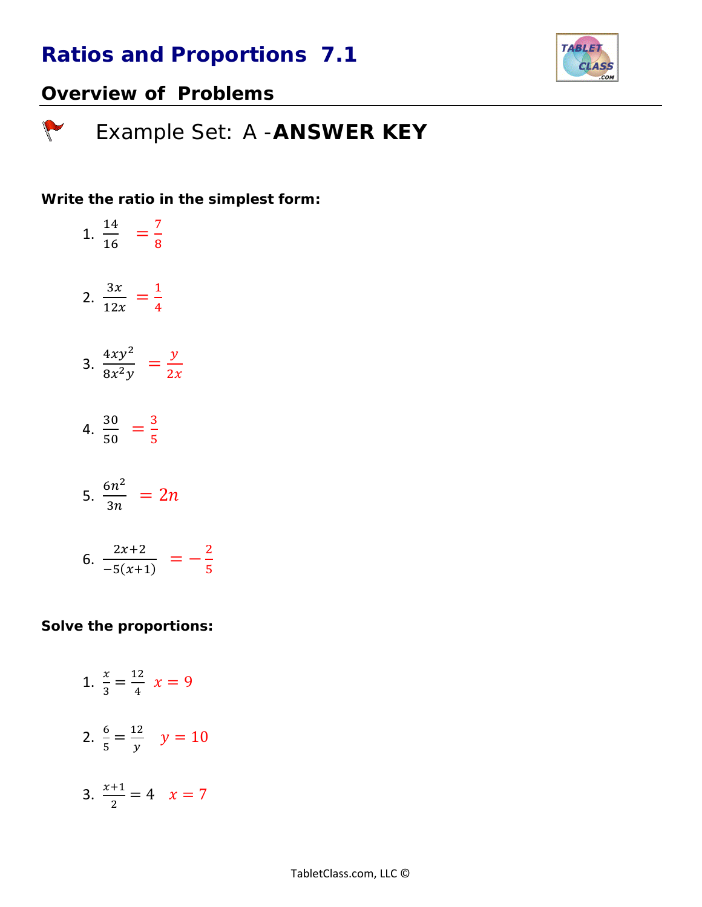# Ratios and Proportions 7.1

## Overview of Problems

### Example Set: A - **ANSWER KEY**

**Write the ratio in the simplest form:**

1. $\frac{14}{16} = \frac{7}{8}$

2. $\frac{3x}{12x} = \frac{1}{4}$

3. $\frac{4xy^2}{8x^2y} = \frac{y}{2x}$

4. $\frac{30}{50} = \frac{3}{5}$

5. $\frac{6n^2}{3n} = 2n$

6. $\frac{2x+2}{-5(x+1)} = -\frac{2}{5}$

**Solve the proportions:**

1. $\frac{x}{3} = \frac{12}{4}$ $x = 9$

2. $\frac{6}{5} = \frac{12}{y}$ $y = 10$

3. $\frac{x+1}{2} = 4$ $x = 7$

TabletClass.com, LLC ©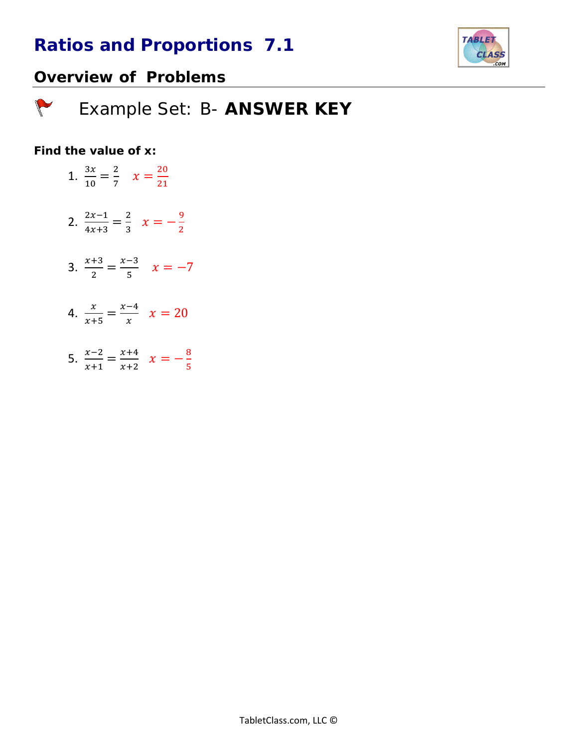# Ratios and Proportions 7.1

## Overview of Problems

### Example Set: B- **ANSWER KEY**

**Find the value of x:**

1. $\frac{3x}{10} = \frac{2}{7}$ $\quad x = \frac{20}{21}$

2. $\frac{2x-1}{4x+3} = \frac{2}{3}$ $\quad x = -\frac{9}{2}$

3. $\frac{x+3}{2} = \frac{x-3}{5}$ $\quad x = -7$

4. $\frac{x}{x+5} = \frac{x-4}{x}$ $\quad x = 20$

5. $\frac{x-2}{x+1} = \frac{x+4}{x+2}$ $\quad x = -\frac{8}{5}$

TabletClass.com, LLC ©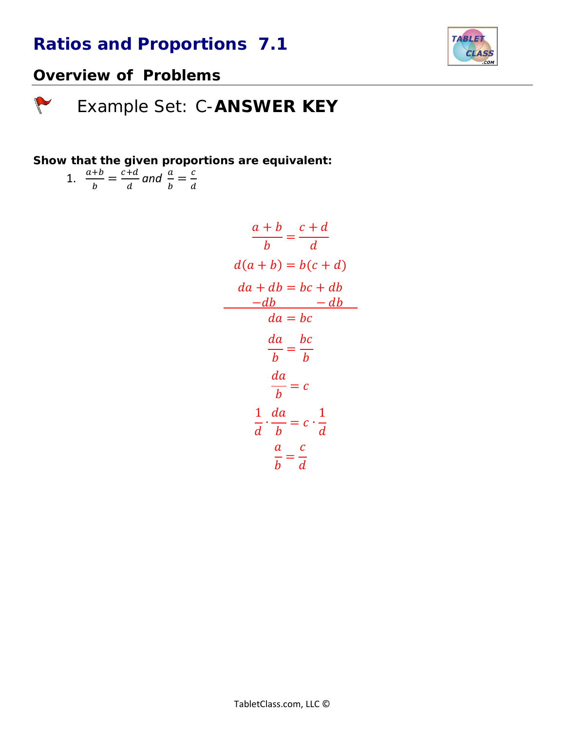# Ratios and Proportions 7.1

## Overview of Problems

Example Set: C-**ANSWER KEY**

**Show that the given proportions are equivalent:**

1. $\frac{a+b}{b} = \frac{c+d}{d}$ *and* $\frac{a}{b} = \frac{c}{d}$

$$\frac{a+b}{b} = \frac{c+d}{d}$$

$$d(a+b) = b(c+d)$$

$$da + db = bc + db$$

$$-db \qquad\qquad -db$$

$$da = bc$$

$$\frac{da}{b} = \frac{bc}{b}$$

$$\frac{da}{b} = c$$

$$\frac{1}{d} \cdot \frac{da}{b} = c \cdot \frac{1}{d}$$

$$\frac{a}{b} = \frac{c}{d}$$